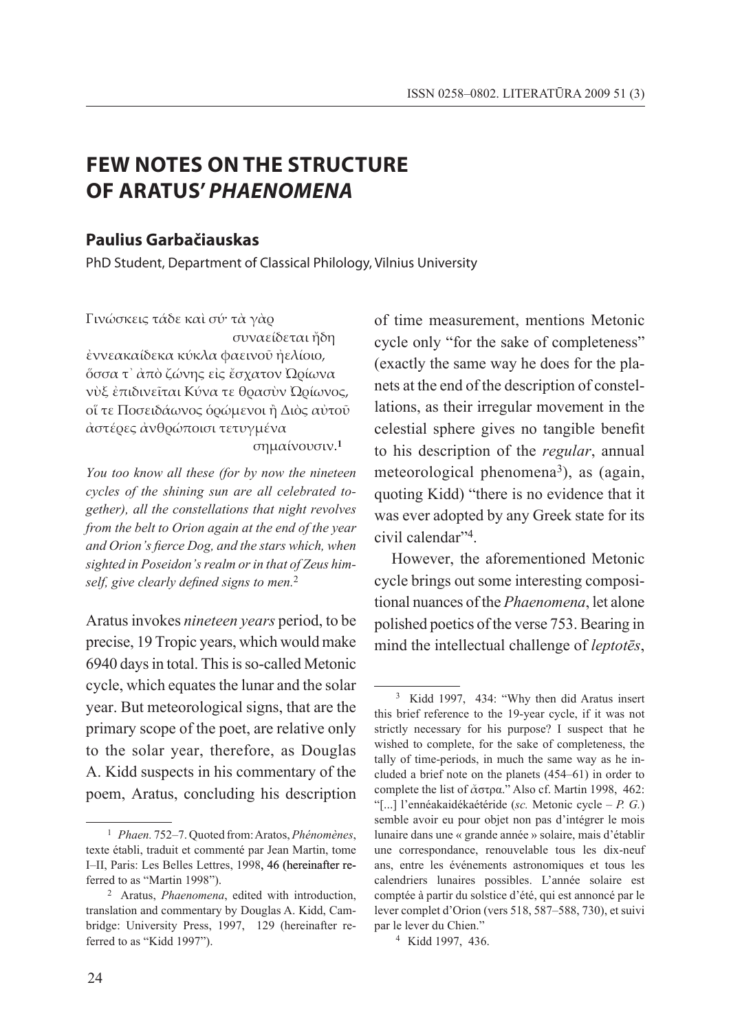# FEW NOTES ON THE STRUCTURE OF ARATUS' *PHAENOMENA*

**Paulius Garbačiauskas**

PhD Student, Department of Classical Philology, Vilnius University

Γινώσκεις τάδε καὶ σύ· τὰ γὰρ
συναείδεται ἤδη
ἐννεακαίδεκα κύκλα φαεινοῦ ἠελίοιο,
ὅσσα τ᾽ ἀπὸ ζώνης εἰς ἔσχατον Ὠρίωνα
νὺξ ἐπιδινεῖται Κύνα τε θρασὺν Ὠρίωνος,
οἵ τε Ποσειδάωνος ὁρώμενοι ἢ Διὸς αὐτοῦ
ἀστέρες ἀνθρώποισι τετυγμένα
σημαίνουσιν.[1]

*You too know all these (for by now the nineteen cycles of the shining sun are all celebrated together), all the constellations that night revolves from the belt to Orion again at the end of the year and Orion's fierce Dog, and the stars which, when sighted in Poseidon's realm or in that of Zeus himself, give clearly defined signs to men.*[2]

Aratus invokes *nineteen years* period, to be precise, 19 Tropic years, which would make 6940 days in total. This is so-called Metonic cycle, which equates the lunar and the solar year. But meteorological signs, that are the primary scope of the poet, are relative only to the solar year, therefore, as Douglas A. Kidd suspects in his commentary of the poem, Aratus, concluding his description of time measurement, mentions Metonic cycle only "for the sake of completeness" (exactly the same way he does for the planets at the end of the description of constellations, as their irregular movement in the celestial sphere gives no tangible benefit to his description of the *regular*, annual meteorological phenomena[3]), as (again, quoting Kidd) "there is no evidence that it was ever adopted by any Greek state for its civil calendar"[4].

However, the aforementioned Metonic cycle brings out some interesting compositional nuances of the *Phaenomena*, let alone polished poetics of the verse 753. Bearing in mind the intellectual challenge of *leptotēs*,

---

[1] *Phaen.* 752–7. Quoted from: Aratos, *Phénomènes*, texte établi, traduit et commenté par Jean Martin, tome I–II, Paris: Les Belles Lettres, 1998, 46 (hereinafter referred to as "Martin 1998").

[2] Aratus, *Phaenomena*, edited with introduction, translation and commentary by Douglas A. Kidd, Cambridge: University Press, 1997, 129 (hereinafter referred to as "Kidd 1997").

[3] Kidd 1997, 434: "Why then did Aratus insert this brief reference to the 19-year cycle, if it was not strictly necessary for his purpose? I suspect that he wished to complete, for the sake of completeness, the tally of time-periods, in much the same way as he included a brief note on the planets (454–61) in order to complete the list of ἄστρα." Also cf. Martin 1998, 462: "[...] l'ennéakaidékaétéride (*sc.* Metonic cycle – *P. G.*) semble avoir eu pour objet non pas d'intégrer le mois lunaire dans une « grande année » solaire, mais d'établir une correspondance, renouvelable tous les dix-neuf ans, entre les événements astronomiques et tous les calendriers lunaires possibles. L'année solaire est comptée à partir du solstice d'été, qui est annoncé par le lever complet d'Orion (vers 518, 587–588, 730), et suivi par le lever du Chien."

[4] Kidd 1997, 436.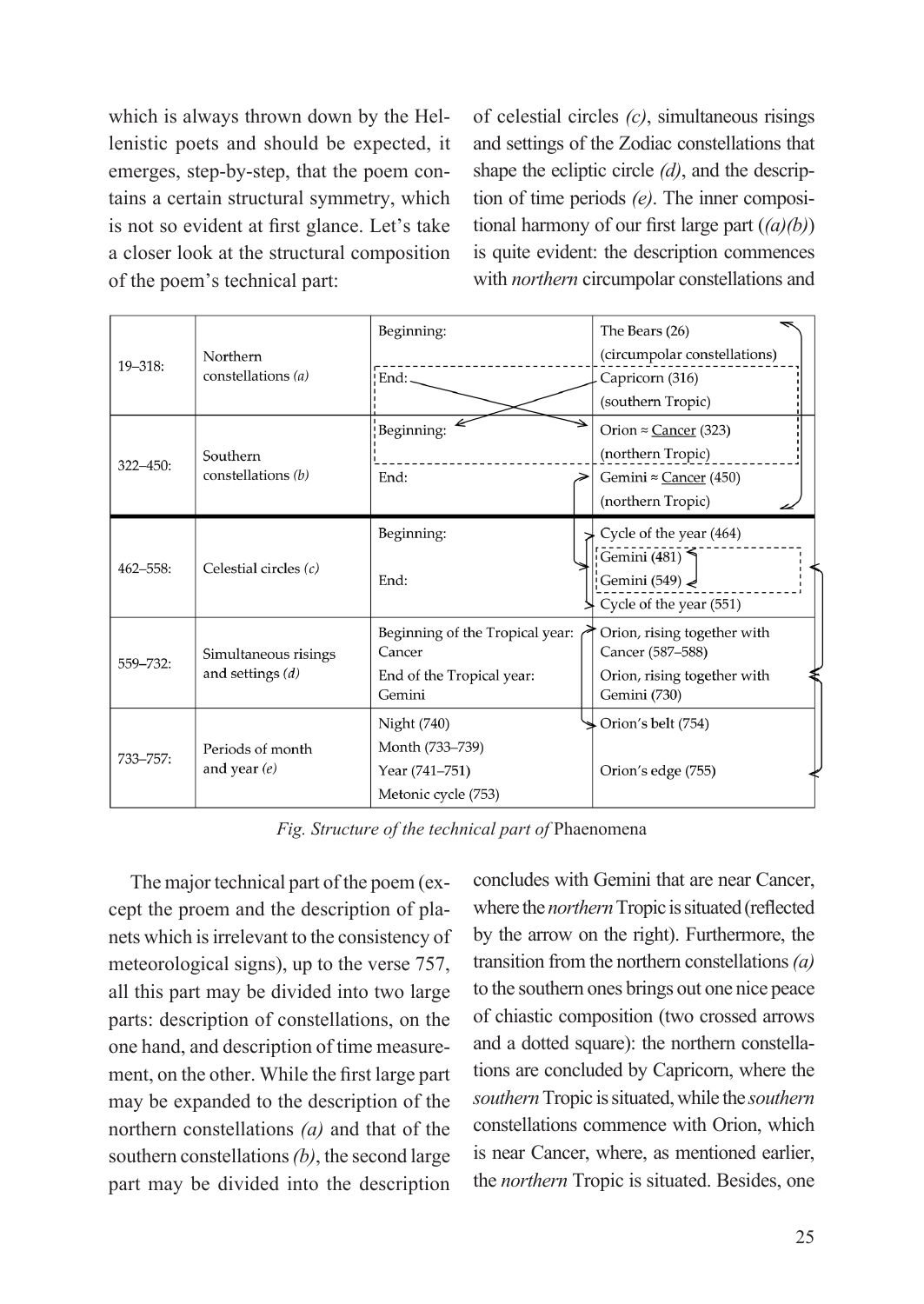which is always thrown down by the Hellenistic poets and should be expected, it emerges, step-by-step, that the poem contains a certain structural symmetry, which is not so evident at first glance. Let's take a closer look at the structural composition of the poem's technical part:

of celestial circles *(c)*, simultaneous risings and settings of the Zodiac constellations that shape the ecliptic circle *(d)*, and the description of time periods *(e)*. The inner compositional harmony of our first large part (*(a)(b)*) is quite evident: the description commences with *northern* circumpolar constellations and

| | | | |
|---|---|---|---|
| 19–318: | Northern constellations *(a)* | Beginning: | The Bears (26) (circumpolar constellations) |
| | | End: | Capricorn (316) (southern Tropic) |
| 322–450: | Southern constellations *(b)* | Beginning: | Orion ≈ Cancer (323) (northern Tropic) |
| | | End: | Gemini ≈ Cancer (450) (northern Tropic) |
| 462–558: | Celestial circles *(c)* | Beginning: | Cycle of the year (464) Gemini (481) |
| | | End: | Gemini (549) Cycle of the year (551) |
| 559–732: | Simultaneous risings and settings *(d)* | Beginning of the Tropical year: Cancer | Orion, rising together with Cancer (587–588) |
| | | End of the Tropical year: Gemini | Orion, rising together with Gemini (730) |
| 733–757: | Periods of month and year *(e)* | Night (740) | Orion's belt (754) |
| | | Month (733–739) | |
| | | Year (741–751) | Orion's edge (755) |
| | | Metonic cycle (753) | |

*Fig. Structure of the technical part of* Phaenomena

The major technical part of the poem (except the proem and the description of planets which is irrelevant to the consistency of meteorological signs), up to the verse 757, all this part may be divided into two large parts: description of constellations, on the one hand, and description of time measurement, on the other. While the first large part may be expanded to the description of the northern constellations *(a)* and that of the southern constellations *(b)*, the second large part may be divided into the description concludes with Gemini that are near Cancer, where the *northern* Tropic is situated (reflected by the arrow on the right). Furthermore, the transition from the northern constellations *(a)* to the southern ones brings out one nice peace of chiastic composition (two crossed arrows and a dotted square): the northern constellations are concluded by Capricorn, where the *southern* Tropic is situated, while the *southern* constellations commence with Orion, which is near Cancer, where, as mentioned earlier, the *northern* Tropic is situated. Besides, one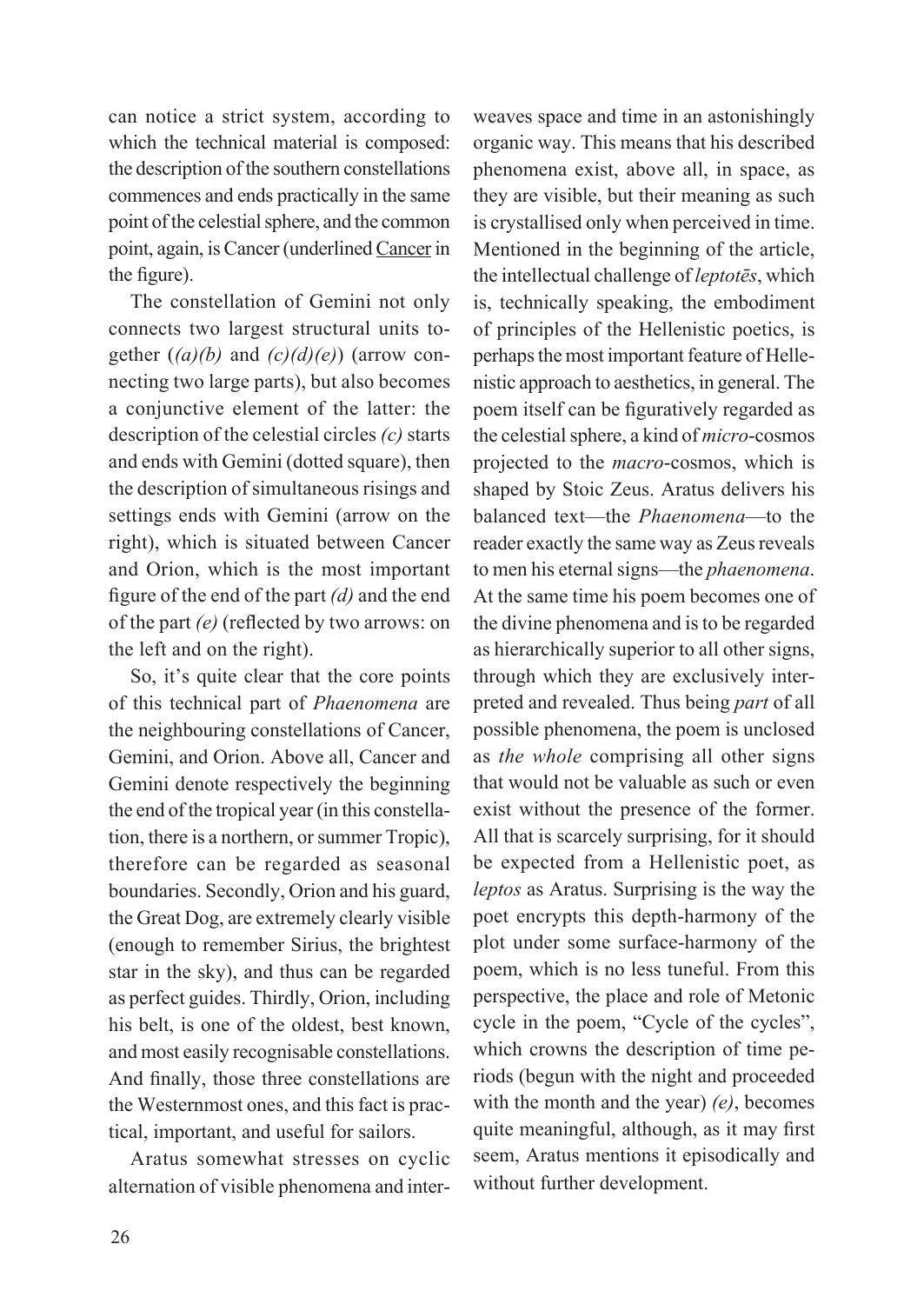can notice a strict system, according to which the technical material is composed: the description of the southern constellations commences and ends practically in the same point of the celestial sphere, and the common point, again, is Cancer (underlined Cancer in the figure).

The constellation of Gemini not only connects two largest structural units together (*(a)(b)* and *(c)(d)(e)*) (arrow connecting two large parts), but also becomes a conjunctive element of the latter: the description of the celestial circles *(c)* starts and ends with Gemini (dotted square), then the description of simultaneous risings and settings ends with Gemini (arrow on the right), which is situated between Cancer and Orion, which is the most important figure of the end of the part *(d)* and the end of the part *(e)* (reflected by two arrows: on the left and on the right).

So, it's quite clear that the core points of this technical part of *Phaenomena* are the neighbouring constellations of Cancer, Gemini, and Orion. Above all, Cancer and Gemini denote respectively the beginning the end of the tropical year (in this constellation, there is a northern, or summer Tropic), therefore can be regarded as seasonal boundaries. Secondly, Orion and his guard, the Great Dog, are extremely clearly visible (enough to remember Sirius, the brightest star in the sky), and thus can be regarded as perfect guides. Thirdly, Orion, including his belt, is one of the oldest, best known, and most easily recognisable constellations. And finally, those three constellations are the Westernmost ones, and this fact is practical, important, and useful for sailors.

Aratus somewhat stresses on cyclic alternation of visible phenomena and interweaves space and time in an astonishingly organic way. This means that his described phenomena exist, above all, in space, as they are visible, but their meaning as such is crystallised only when perceived in time. Mentioned in the beginning of the article, the intellectual challenge of *leptotēs*, which is, technically speaking, the embodiment of principles of the Hellenistic poetics, is perhaps the most important feature of Hellenistic approach to aesthetics, in general. The poem itself can be figuratively regarded as the celestial sphere, a kind of *micro*-cosmos projected to the *macro*-cosmos, which is shaped by Stoic Zeus. Aratus delivers his balanced text—the *Phaenomena*—to the reader exactly the same way as Zeus reveals to men his eternal signs—the *phaenomena*. At the same time his poem becomes one of the divine phenomena and is to be regarded as hierarchically superior to all other signs, through which they are exclusively interpreted and revealed. Thus being *part* of all possible phenomena, the poem is unclosed as *the whole* comprising all other signs that would not be valuable as such or even exist without the presence of the former. All that is scarcely surprising, for it should be expected from a Hellenistic poet, as *leptos* as Aratus. Surprising is the way the poet encrypts this depth-harmony of the plot under some surface-harmony of the poem, which is no less tuneful. From this perspective, the place and role of Metonic cycle in the poem, "Cycle of the cycles", which crowns the description of time periods (begun with the night and proceeded with the month and the year) *(e)*, becomes quite meaningful, although, as it may first seem, Aratus mentions it episodically and without further development.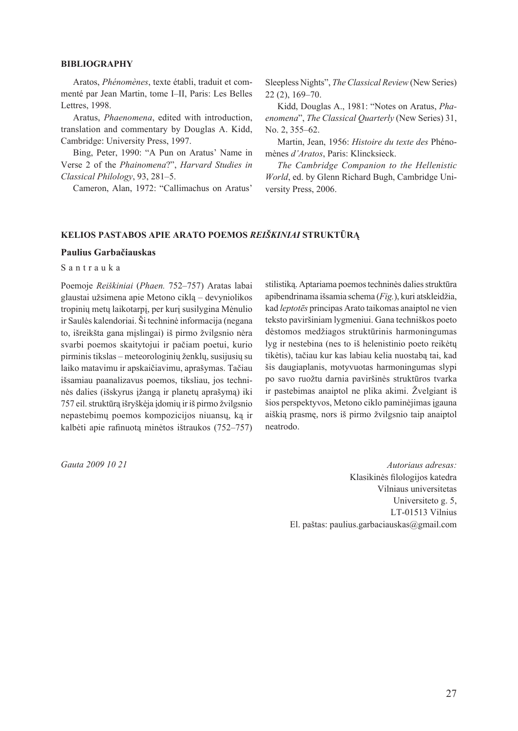## BIBLIOGRAPHY

Aratos, *Phénomènes*, texte établi, traduit et commenté par Jean Martin, tome I–II, Paris: Les Belles Lettres, 1998.

Aratus, *Phaenomena*, edited with introduction, translation and commentary by Douglas A. Kidd, Cambridge: University Press, 1997.

Bing, Peter, 1990: "A Pun on Aratus' Name in Verse 2 of the *Phainomena*?", *Harvard Studies in Classical Philology*, 93, 281–5.

Cameron, Alan, 1972: "Callimachus on Aratus' Sleepless Nights", *The Classical Review* (New Series) 22 (2), 169–70.

Kidd, Douglas A., 1981: "Notes on Aratus, *Phaenomena*", *The Classical Quarterly* (New Series) 31, No. 2, 355–62.

Martin, Jean, 1956: *Histoire du texte des* Phénomènes *d'Aratos*, Paris: Klincksieck.

*The Cambridge Companion to the Hellenistic World*, ed. by Glenn Richard Bugh, Cambridge University Press, 2006.

## KELIOS PASTABOS APIE ARATO POEMOS *REIŠKINIAI* STRUKTŪRĄ

**Paulius Garbačiauskas**

Santrauka

Poemoje *Reiškiniai* (*Phaen.* 752–757) Aratas labai glaustai užsimena apie Metono ciklą – devyniolikos tropinių metų laikotarpį, per kurį susilygina Mėnulio ir Saulės kalendoriai. Ši techninė informacija (negana to, išreikšta gana mįslingai) iš pirmo žvilgsnio nėra svarbi poemos skaitytojui ir pačiam poetui, kurio pirminis tikslas – meteorologinių ženklų, susijusių su laiko matavimu ir apskaičiavimu, aprašymas. Tačiau išsamiau paanalizavus poemos, tiksliau, jos techninės dalies (išskyrus įžangą ir planetų aprašymą) iki 757 eil. struktūrą išryškėja įdomių ir iš pirmo žvilgsnio nepastebimų poemos kompozicijos niuansų, ką ir kalbėti apie rafinuotą minėtos ištraukos (752–757) stilistiką. Aptariama poemos techninės dalies struktūra apibendrinama išsamia schema (*Fig.*), kuri atskleidžia, kad *leptotēs* principas Arato taikomas anaiptol ne vien teksto paviršiniam lygmeniui. Gana techniškos poeto dėstomos medžiagos struktūrinis harmoningumas lyg ir nestebina (nes to iš helenistinio poeto reikėtų tikėtis), tačiau kur kas labiau kelia nuostabą tai, kad šis daugiaplanis, motyvuotas harmoningumas slypi po savo ruožtu darnia paviršinės struktūros tvarka ir pastebimas anaiptol ne plika akimi. Žvelgiant iš šios perspektyvos, Metono ciklo paminėjimas įgauna aiškią prasmę, nors iš pirmo žvilgsnio taip anaiptol neatrodo.

*Gauta 2009 10 21*

*Autoriaus adresas:*
Klasikinės filologijos katedra
Vilniaus universitetas
Universiteto g. 5,
LT-01513 Vilnius
El. paštas: paulius.garbaciauskas@gmail.com